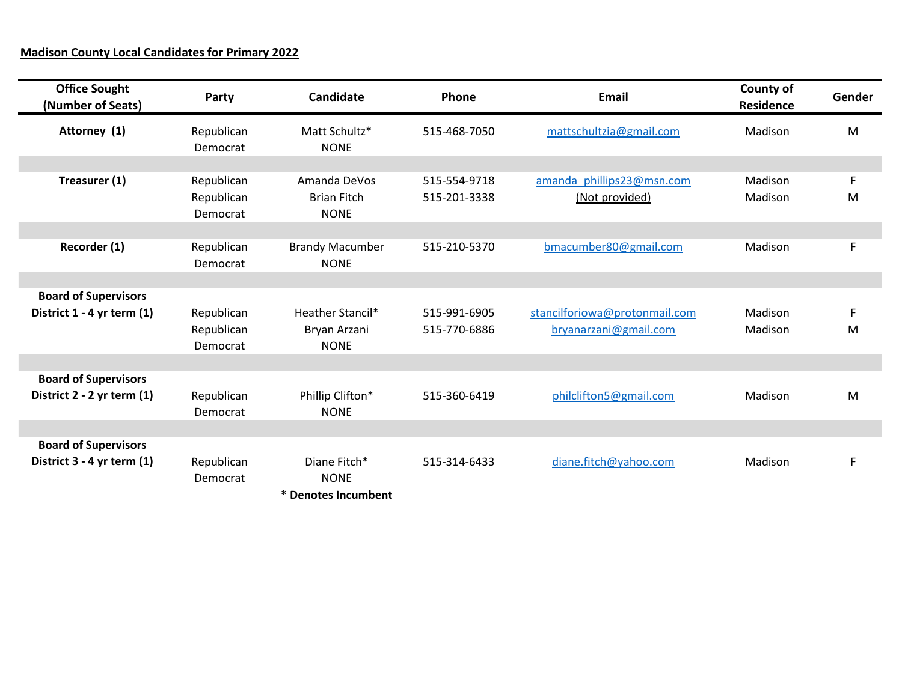**Madison County Local Candidates for Primary 2022**

| Office Sought (Number of Seats) | Party | Candidate | Phone | Email | County of Residence | Gender |
|---|---|---|---|---|---|---|
| **Attorney (1)** | Republican | Matt Schultz* | 515-468-7050 | mattschultzia@gmail.com | Madison | M |
| | Democrat | NONE | | | | |
| | | | | | | |
| **Treasurer (1)** | Republican | Amanda DeVos | 515-554-9718 | amanda_phillips23@msn.com | Madison | F |
| | Republican | Brian Fitch | 515-201-3338 | (Not provided) | Madison | M |
| | Democrat | NONE | | | | |
| | | | | | | |
| **Recorder (1)** | Republican | Brandy Macumber | 515-210-5370 | bmacumber80@gmail.com | Madison | F |
| | Democrat | NONE | | | | |
| | | | | | | |
| **Board of Supervisors District 1 - 4 yr term (1)** | Republican | Heather Stancil* | 515-991-6905 | stancilforiowa@protonmail.com | Madison | F |
| | Republican | Bryan Arzani | 515-770-6886 | bryanarzani@gmail.com | Madison | M |
| | Democrat | NONE | | | | |
| | | | | | | |
| **Board of Supervisors District 2 - 2 yr term (1)** | Republican | Phillip Clifton* | 515-360-6419 | philclifton5@gmail.com | Madison | M |
| | Democrat | NONE | | | | |
| | | | | | | |
| **Board of Supervisors District 3 - 4 yr term (1)** | Republican | Diane Fitch* | 515-314-6433 | diane.fitch@yahoo.com | Madison | F |
| | Democrat | NONE | | | | |

**\* Denotes Incumbent**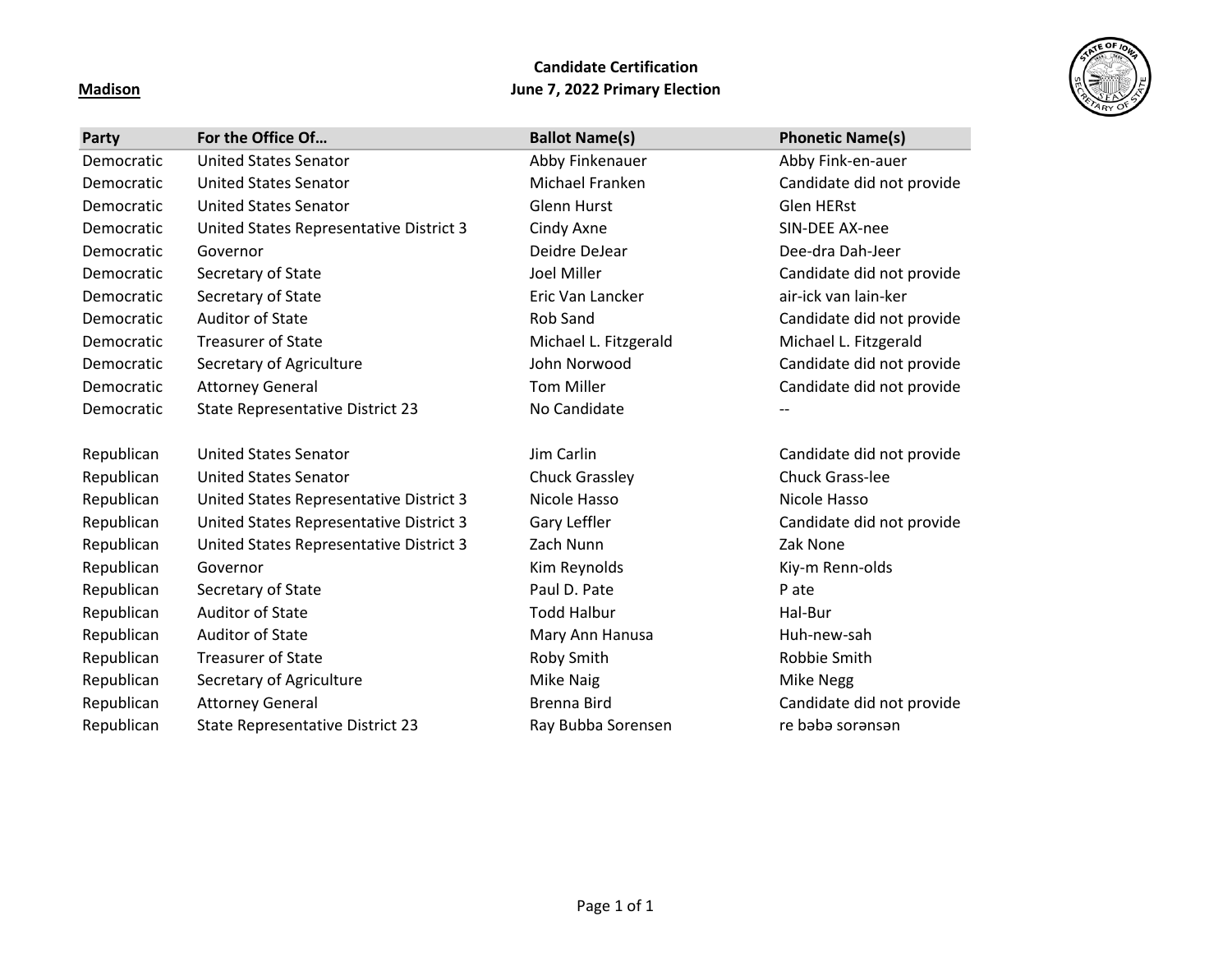**Madison**

**Candidate Certification**
**June 7, 2022 Primary Election**

| Party | For the Office Of… | Ballot Name(s) | Phonetic Name(s) |
|---|---|---|---|
| Democratic | United States Senator | Abby Finkenauer | Abby Fink-en-auer |
| Democratic | United States Senator | Michael Franken | Candidate did not provide |
| Democratic | United States Senator | Glenn Hurst | Glen HERst |
| Democratic | United States Representative District 3 | Cindy Axne | SIN-DEE AX-nee |
| Democratic | Governor | Deidre DeJear | Dee-dra Dah-Jeer |
| Democratic | Secretary of State | Joel Miller | Candidate did not provide |
| Democratic | Secretary of State | Eric Van Lancker | air-ick van lain-ker |
| Democratic | Auditor of State | Rob Sand | Candidate did not provide |
| Democratic | Treasurer of State | Michael L. Fitzgerald | Michael L. Fitzgerald |
| Democratic | Secretary of Agriculture | John Norwood | Candidate did not provide |
| Democratic | Attorney General | Tom Miller | Candidate did not provide |
| Democratic | State Representative District 23 | No Candidate | -- |
| | | | |
| Republican | United States Senator | Jim Carlin | Candidate did not provide |
| Republican | United States Senator | Chuck Grassley | Chuck Grass-lee |
| Republican | United States Representative District 3 | Nicole Hasso | Nicole Hasso |
| Republican | United States Representative District 3 | Gary Leffler | Candidate did not provide |
| Republican | United States Representative District 3 | Zach Nunn | Zak None |
| Republican | Governor | Kim Reynolds | Kiy-m Renn-olds |
| Republican | Secretary of State | Paul D. Pate | P ate |
| Republican | Auditor of State | Todd Halbur | Hal-Bur |
| Republican | Auditor of State | Mary Ann Hanusa | Huh-new-sah |
| Republican | Treasurer of State | Roby Smith | Robbie Smith |
| Republican | Secretary of Agriculture | Mike Naig | Mike Negg |
| Republican | Attorney General | Brenna Bird | Candidate did not provide |
| Republican | State Representative District 23 | Ray Bubba Sorensen | re bəbə sorənsən |